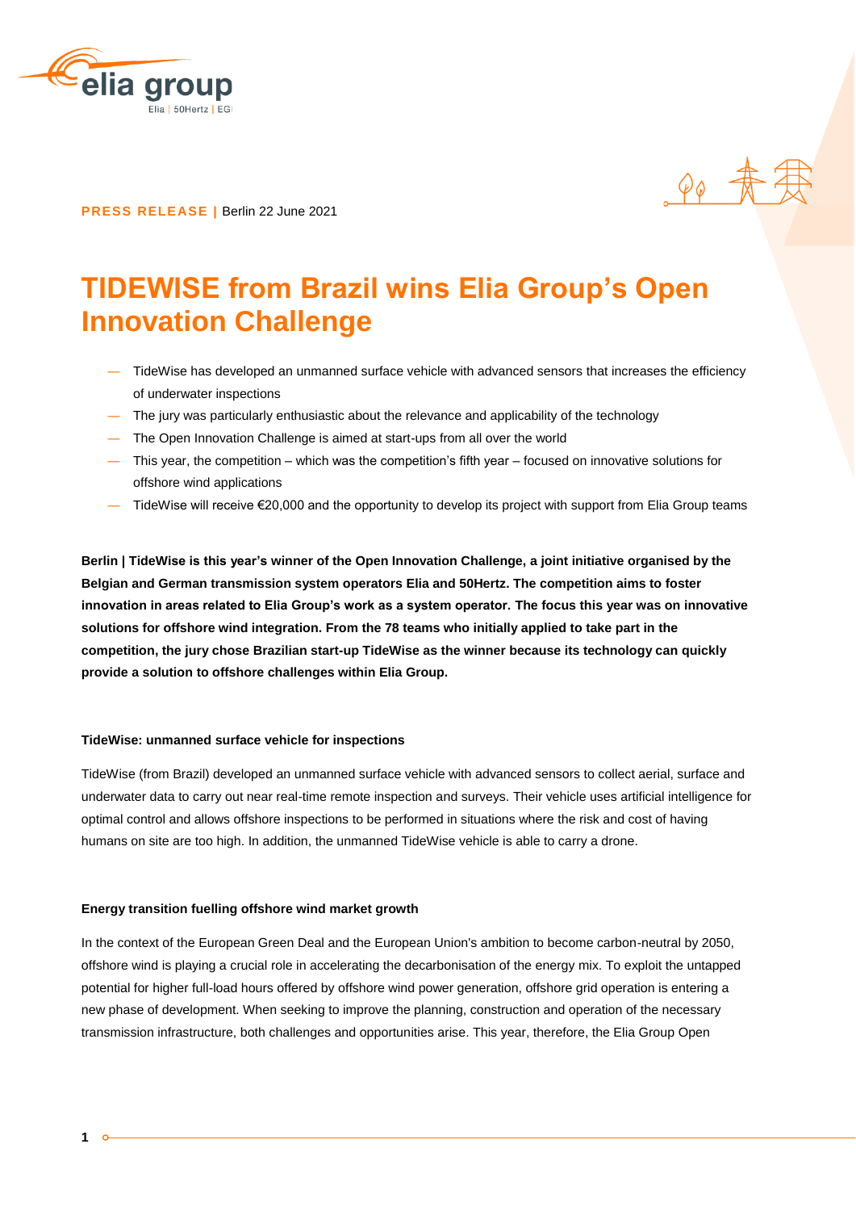**PRESS RELEASE** | Berlin 22 June 2021

# TIDEWISE from Brazil wins Elia Group's Open Innovation Challenge

- TideWise has developed an unmanned surface vehicle with advanced sensors that increases the efficiency of underwater inspections
- The jury was particularly enthusiastic about the relevance and applicability of the technology
- The Open Innovation Challenge is aimed at start-ups from all over the world
- This year, the competition – which was the competition's fifth year – focused on innovative solutions for offshore wind applications
- TideWise will receive €20,000 and the opportunity to develop its project with support from Elia Group teams

**Berlin | TideWise is this year's winner of the Open Innovation Challenge, a joint initiative organised by the Belgian and German transmission system operators Elia and 50Hertz. The competition aims to foster innovation in areas related to Elia Group's work as a system operator. The focus this year was on innovative solutions for offshore wind integration. From the 78 teams who initially applied to take part in the competition, the jury chose Brazilian start-up TideWise as the winner because its technology can quickly provide a solution to offshore challenges within Elia Group.**

### TideWise: unmanned surface vehicle for inspections

TideWise (from Brazil) developed an unmanned surface vehicle with advanced sensors to collect aerial, surface and underwater data to carry out near real-time remote inspection and surveys. Their vehicle uses artificial intelligence for optimal control and allows offshore inspections to be performed in situations where the risk and cost of having humans on site are too high. In addition, the unmanned TideWise vehicle is able to carry a drone.

### Energy transition fuelling offshore wind market growth

In the context of the European Green Deal and the European Union's ambition to become carbon-neutral by 2050, offshore wind is playing a crucial role in accelerating the decarbonisation of the energy mix. To exploit the untapped potential for higher full-load hours offered by offshore wind power generation, offshore grid operation is entering a new phase of development. When seeking to improve the planning, construction and operation of the necessary transmission infrastructure, both challenges and opportunities arise. This year, therefore, the Elia Group Open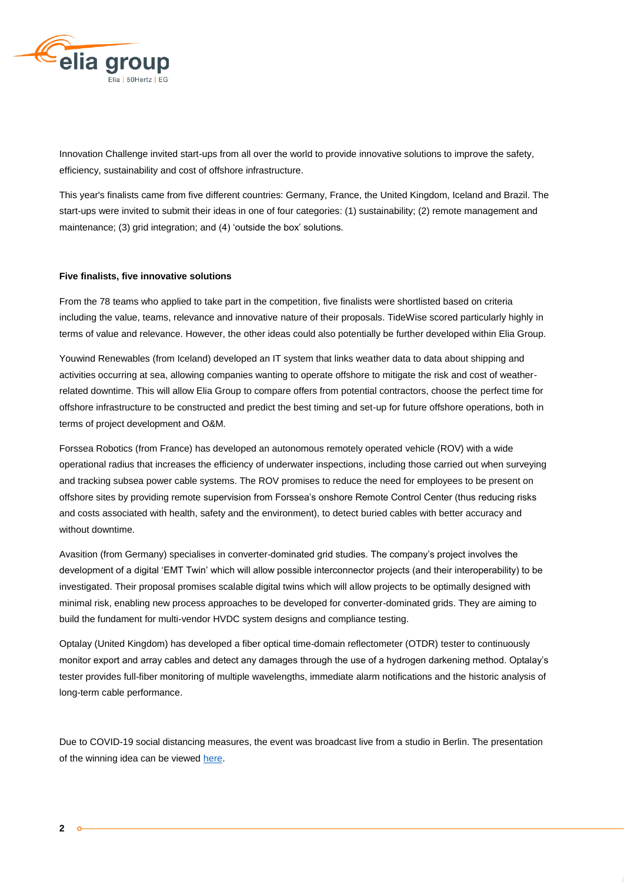Innovation Challenge invited start-ups from all over the world to provide innovative solutions to improve the safety, efficiency, sustainability and cost of offshore infrastructure.

This year's finalists came from five different countries: Germany, France, the United Kingdom, Iceland and Brazil. The start-ups were invited to submit their ideas in one of four categories: (1) sustainability; (2) remote management and maintenance; (3) grid integration; and (4) 'outside the box' solutions.

**Five finalists, five innovative solutions**

From the 78 teams who applied to take part in the competition, five finalists were shortlisted based on criteria including the value, teams, relevance and innovative nature of their proposals. TideWise scored particularly highly in terms of value and relevance. However, the other ideas could also potentially be further developed within Elia Group.

Youwind Renewables (from Iceland) developed an IT system that links weather data to data about shipping and activities occurring at sea, allowing companies wanting to operate offshore to mitigate the risk and cost of weather-related downtime. This will allow Elia Group to compare offers from potential contractors, choose the perfect time for offshore infrastructure to be constructed and predict the best timing and set-up for future offshore operations, both in terms of project development and O&M.

Forssea Robotics (from France) has developed an autonomous remotely operated vehicle (ROV) with a wide operational radius that increases the efficiency of underwater inspections, including those carried out when surveying and tracking subsea power cable systems. The ROV promises to reduce the need for employees to be present on offshore sites by providing remote supervision from Forssea's onshore Remote Control Center (thus reducing risks and costs associated with health, safety and the environment), to detect buried cables with better accuracy and without downtime.

Avasition (from Germany) specialises in converter-dominated grid studies. The company's project involves the development of a digital 'EMT Twin' which will allow possible interconnector projects (and their interoperability) to be investigated. Their proposal promises scalable digital twins which will allow projects to be optimally designed with minimal risk, enabling new process approaches to be developed for converter-dominated grids. They are aiming to build the fundament for multi-vendor HVDC system designs and compliance testing.

Optalay (United Kingdom) has developed a fiber optical time-domain reflectometer (OTDR) tester to continuously monitor export and array cables and detect any damages through the use of a hydrogen darkening method. Optalay's tester provides full-fiber monitoring of multiple wavelengths, immediate alarm notifications and the historic analysis of long-term cable performance.

Due to COVID-19 social distancing measures, the event was broadcast live from a studio in Berlin. The presentation of the winning idea can be viewed here.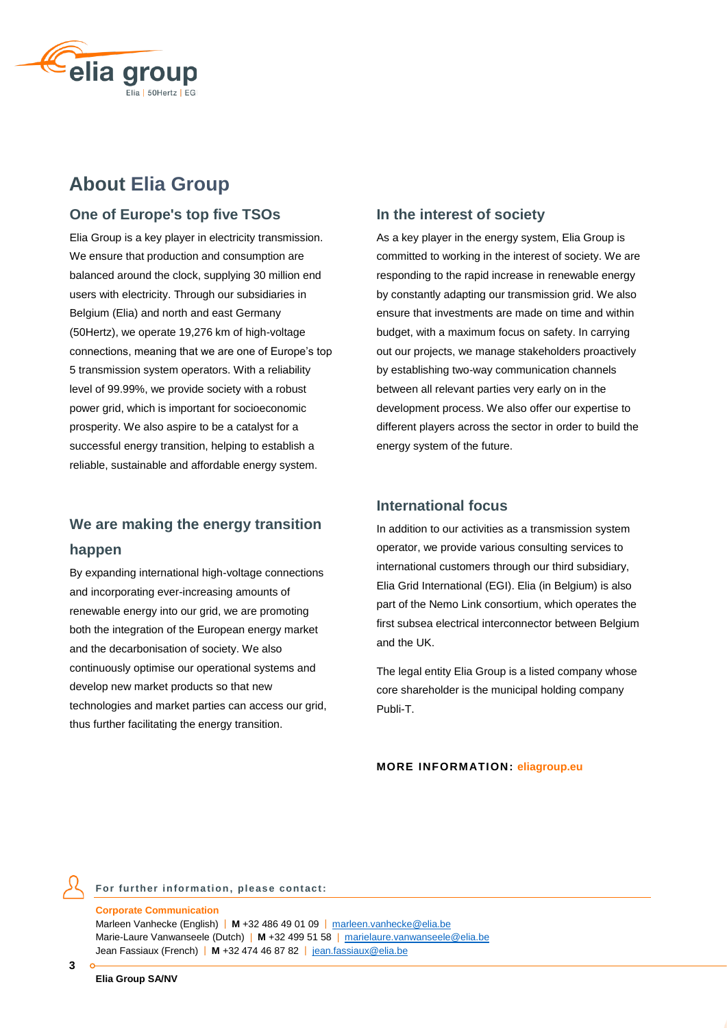# About Elia Group

## One of Europe's top five TSOs

Elia Group is a key player in electricity transmission. We ensure that production and consumption are balanced around the clock, supplying 30 million end users with electricity. Through our subsidiaries in Belgium (Elia) and north and east Germany (50Hertz), we operate 19,276 km of high-voltage connections, meaning that we are one of Europe's top 5 transmission system operators. With a reliability level of 99.99%, we provide society with a robust power grid, which is important for socioeconomic prosperity. We also aspire to be a catalyst for a successful energy transition, helping to establish a reliable, sustainable and affordable energy system.

## We are making the energy transition happen

By expanding international high-voltage connections and incorporating ever-increasing amounts of renewable energy into our grid, we are promoting both the integration of the European energy market and the decarbonisation of society. We also continuously optimise our operational systems and develop new market products so that new technologies and market parties can access our grid, thus further facilitating the energy transition.

## In the interest of society

As a key player in the energy system, Elia Group is committed to working in the interest of society. We are responding to the rapid increase in renewable energy by constantly adapting our transmission grid. We also ensure that investments are made on time and within budget, with a maximum focus on safety. In carrying out our projects, we manage stakeholders proactively by establishing two-way communication channels between all relevant parties very early on in the development process. We also offer our expertise to different players across the sector in order to build the energy system of the future.

## International focus

In addition to our activities as a transmission system operator, we provide various consulting services to international customers through our third subsidiary, Elia Grid International (EGI). Elia (in Belgium) is also part of the Nemo Link consortium, which operates the first subsea electrical interconnector between Belgium and the UK.

The legal entity Elia Group is a listed company whose core shareholder is the municipal holding company Publi-T.

**MORE INFORMATION: eliagroup.eu**

**For further information, please contact:**

**Corporate Communication**
Marleen Vanhecke (English) | **M** +32 486 49 01 09 | marleen.vanhecke@elia.be
Marie-Laure Vanwanseele (Dutch) | **M** +32 499 51 58 | marielaure.vanwanseele@elia.be
Jean Fassiaux (French) | **M** +32 474 46 87 82 | jean.fassiaux@elia.be

**Elia Group SA/NV**